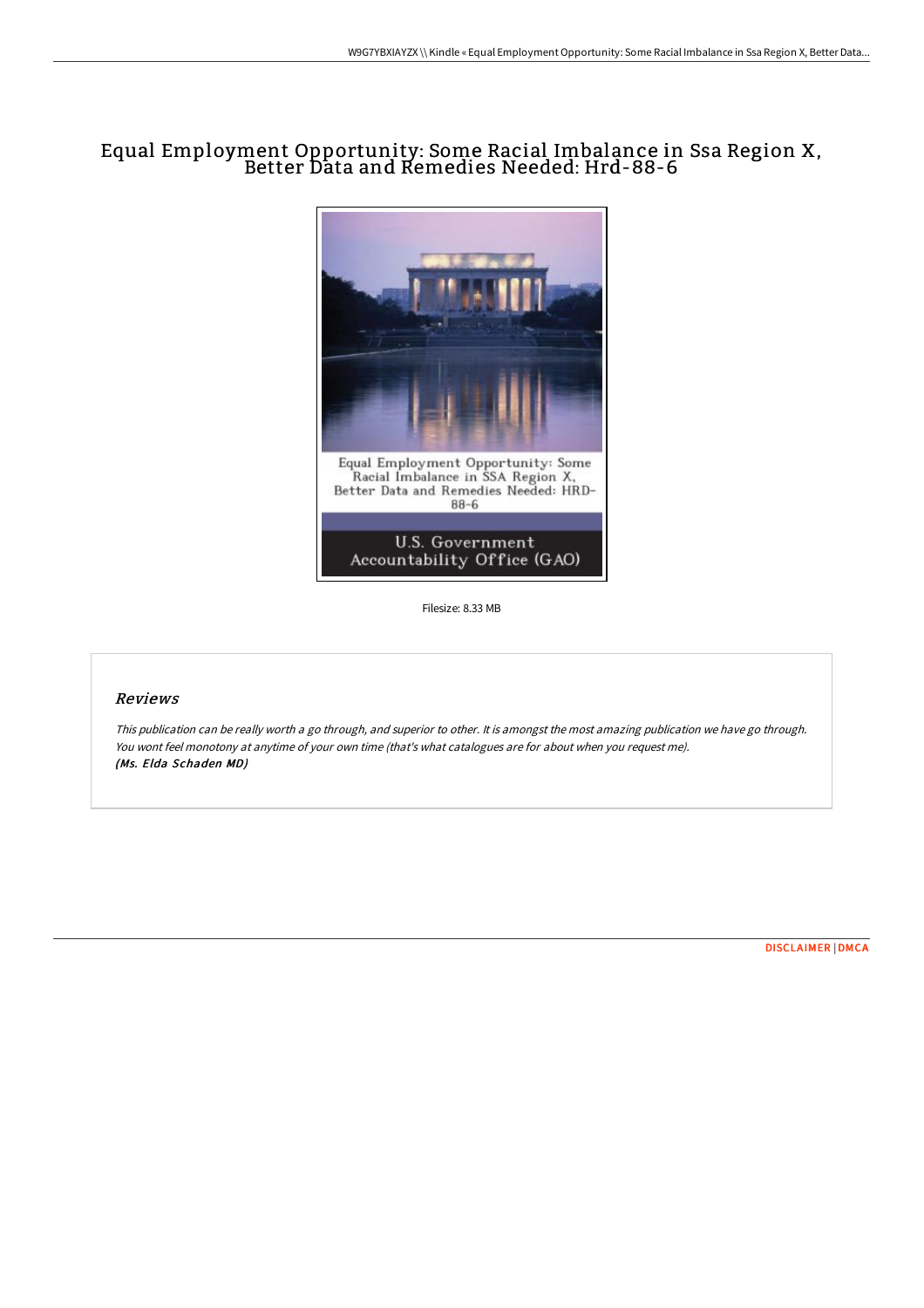# Equal Employment Opportunity: Some Racial Imbalance in Ssa Region X, Better Data and Remedies Needed: Hrd-88-6

Filesize: 8.33 MB

## *Reviews*

*This publication can be really worth a go through, and superior to other. It is amongst the most amazing publication we have go through. You wont feel monotony at anytime of your own time (that's what catalogues are for about when you request me).*
***(Ms. Elda Schaden MD)***

DISCLAIMER | DMCA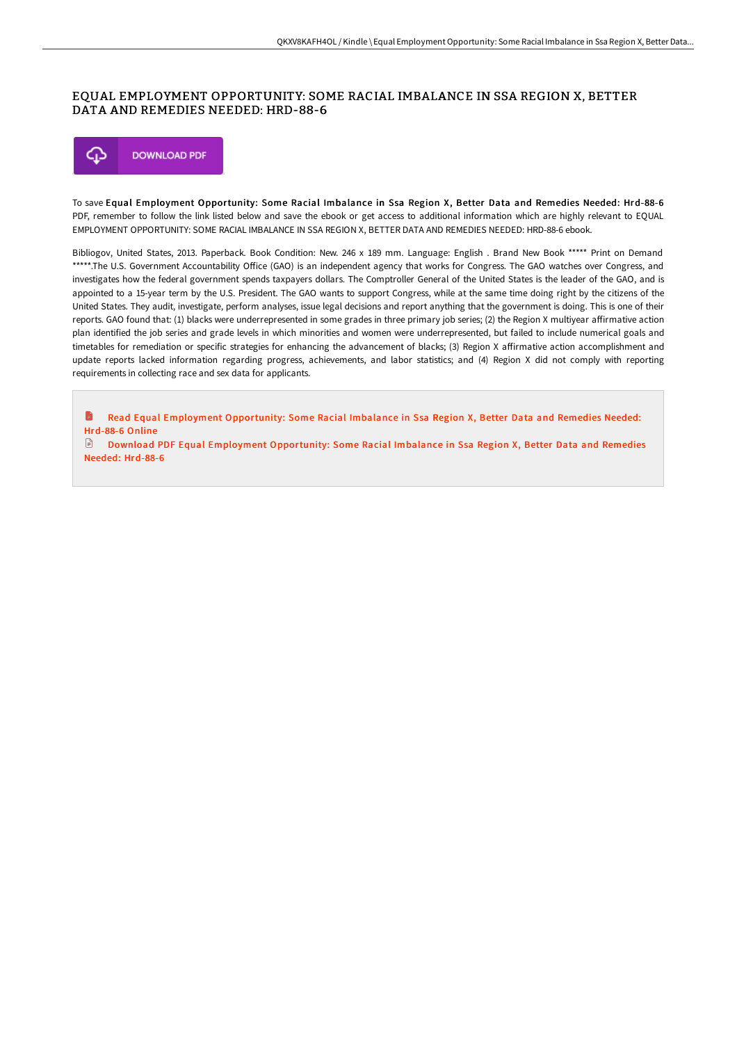# EQUAL EMPLOYMENT OPPORTUNITY: SOME RACIAL IMBALANCE IN SSA REGION X, BETTER DATA AND REMEDIES NEEDED: HRD-88-6

DOWNLOAD PDF

To save **Equal Employment Opportunity: Some Racial Imbalance in Ssa Region X, Better Data and Remedies Needed: Hrd-88-6** PDF, remember to follow the link listed below and save the ebook or get access to additional information which are highly relevant to EQUAL EMPLOYMENT OPPORTUNITY: SOME RACIAL IMBALANCE IN SSA REGION X, BETTER DATA AND REMEDIES NEEDED: HRD-88-6 ebook.

Bibliogov, United States, 2013. Paperback. Book Condition: New. 246 x 189 mm. Language: English . Brand New Book ***** Print on Demand *****.The U.S. Government Accountability Office (GAO) is an independent agency that works for Congress. The GAO watches over Congress, and investigates how the federal government spends taxpayers dollars. The Comptroller General of the United States is the leader of the GAO, and is appointed to a 15-year term by the U.S. President. The GAO wants to support Congress, while at the same time doing right by the citizens of the United States. They audit, investigate, perform analyses, issue legal decisions and report anything that the government is doing. This is one of their reports. GAO found that: (1) blacks were underrepresented in some grades in three primary job series; (2) the Region X multiyear affirmative action plan identified the job series and grade levels in which minorities and women were underrepresented, but failed to include numerical goals and timetables for remediation or specific strategies for enhancing the advancement of blacks; (3) Region X affirmative action accomplishment and update reports lacked information regarding progress, achievements, and labor statistics; and (4) Region X did not comply with reporting requirements in collecting race and sex data for applicants.

Read Equal Employment Opportunity: Some Racial Imbalance in Ssa Region X, Better Data and Remedies Needed: Hrd-88-6 Online

Download PDF Equal Employment Opportunity: Some Racial Imbalance in Ssa Region X, Better Data and Remedies Needed: Hrd-88-6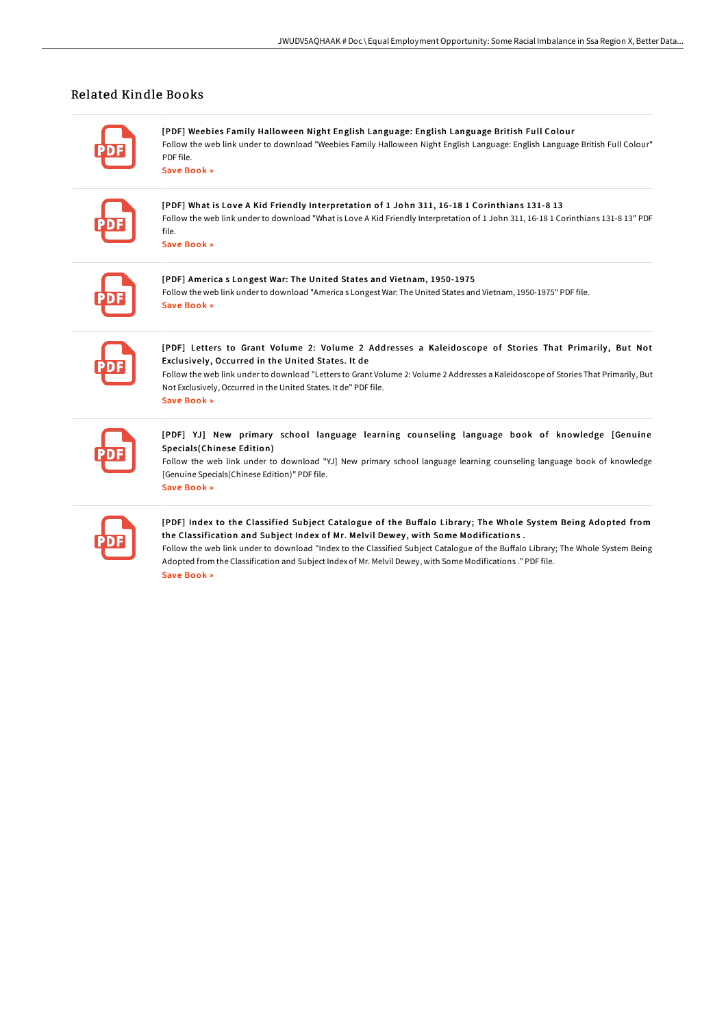## Related Kindle Books

[PDF] Weebies Family Halloween Night English Language: English Language British Full Colour

Follow the web link under to download "Weebies Family Halloween Night English Language: English Language British Full Colour" PDF file.

Save Book »

[PDF] What is Love A Kid Friendly Interpretation of 1 John 311, 16-18 1 Corinthians 131-8 13

Follow the web link under to download "What is Love A Kid Friendly Interpretation of 1 John 311, 16-18 1 Corinthians 131-8 13" PDF file.

Save Book »

[PDF] America s Longest War: The United States and Vietnam, 1950-1975

Follow the web link under to download "America s Longest War: The United States and Vietnam, 1950-1975" PDF file.

Save Book »

[PDF] Letters to Grant Volume 2: Volume 2 Addresses a Kaleidoscope of Stories That Primarily, But Not Exclusively, Occurred in the United States. It de

Follow the web link under to download "Letters to Grant Volume 2: Volume 2 Addresses a Kaleidoscope of Stories That Primarily, But Not Exclusively, Occurred in the United States. It de" PDF file.

Save Book »

[PDF] YJ] New primary school language learning counseling language book of knowledge [Genuine Specials(Chinese Edition)

Follow the web link under to download "YJ] New primary school language learning counseling language book of knowledge [Genuine Specials(Chinese Edition)" PDF file.

Save Book »

[PDF] Index to the Classified Subject Catalogue of the Buffalo Library; The Whole System Being Adopted from the Classification and Subject Index of Mr. Melvil Dewey, with Some Modifications .

Follow the web link under to download "Index to the Classified Subject Catalogue of the Buffalo Library; The Whole System Being Adopted from the Classification and Subject Index of Mr. Melvil Dewey, with Some Modifications ." PDF file.

Save Book »